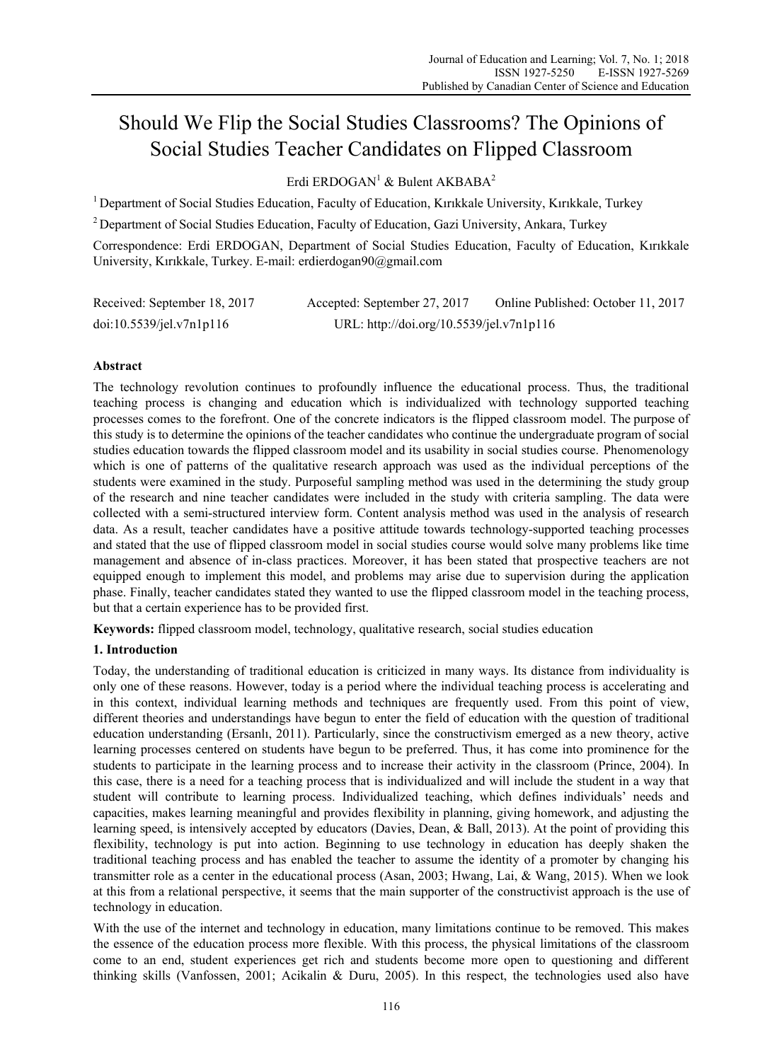# Should We Flip the Social Studies Classrooms? The Opinions of Social Studies Teacher Candidates on Flipped Classroom

Erdi ERDOGAN[1] & Bulent AKBABA[2]

[1] Department of Social Studies Education, Faculty of Education, Kırıkkale University, Kırıkkale, Turkey

[2] Department of Social Studies Education, Faculty of Education, Gazi University, Ankara, Turkey

Correspondence: Erdi ERDOGAN, Department of Social Studies Education, Faculty of Education, Kırıkkale University, Kırıkkale, Turkey. E-mail: erdierdogan90@gmail.com

Received: September 18, 2017 Accepted: September 27, 2017 Online Published: October 11, 2017

doi:10.5539/jel.v7n1p116 URL: http://doi.org/10.5539/jel.v7n1p116

## Abstract

The technology revolution continues to profoundly influence the educational process. Thus, the traditional teaching process is changing and education which is individualized with technology supported teaching processes comes to the forefront. One of the concrete indicators is the flipped classroom model. The purpose of this study is to determine the opinions of the teacher candidates who continue the undergraduate program of social studies education towards the flipped classroom model and its usability in social studies course. Phenomenology which is one of patterns of the qualitative research approach was used as the individual perceptions of the students were examined in the study. Purposeful sampling method was used in the determining the study group of the research and nine teacher candidates were included in the study with criteria sampling. The data were collected with a semi-structured interview form. Content analysis method was used in the analysis of research data. As a result, teacher candidates have a positive attitude towards technology-supported teaching processes and stated that the use of flipped classroom model in social studies course would solve many problems like time management and absence of in-class practices. Moreover, it has been stated that prospective teachers are not equipped enough to implement this model, and problems may arise due to supervision during the application phase. Finally, teacher candidates stated they wanted to use the flipped classroom model in the teaching process, but that a certain experience has to be provided first.

**Keywords:** flipped classroom model, technology, qualitative research, social studies education

## 1. Introduction

Today, the understanding of traditional education is criticized in many ways. Its distance from individuality is only one of these reasons. However, today is a period where the individual teaching process is accelerating and in this context, individual learning methods and techniques are frequently used. From this point of view, different theories and understandings have begun to enter the field of education with the question of traditional education understanding (Ersanlı, 2011). Particularly, since the constructivism emerged as a new theory, active learning processes centered on students have begun to be preferred. Thus, it has come into prominence for the students to participate in the learning process and to increase their activity in the classroom (Prince, 2004). In this case, there is a need for a teaching process that is individualized and will include the student in a way that student will contribute to learning process. Individualized teaching, which defines individuals' needs and capacities, makes learning meaningful and provides flexibility in planning, giving homework, and adjusting the learning speed, is intensively accepted by educators (Davies, Dean, & Ball, 2013). At the point of providing this flexibility, technology is put into action. Beginning to use technology in education has deeply shaken the traditional teaching process and has enabled the teacher to assume the identity of a promoter by changing his transmitter role as a center in the educational process (Asan, 2003; Hwang, Lai, & Wang, 2015). When we look at this from a relational perspective, it seems that the main supporter of the constructivist approach is the use of technology in education.

With the use of the internet and technology in education, many limitations continue to be removed. This makes the essence of the education process more flexible. With this process, the physical limitations of the classroom come to an end, student experiences get rich and students become more open to questioning and different thinking skills (Vanfossen, 2001; Acikalin & Duru, 2005). In this respect, the technologies used also have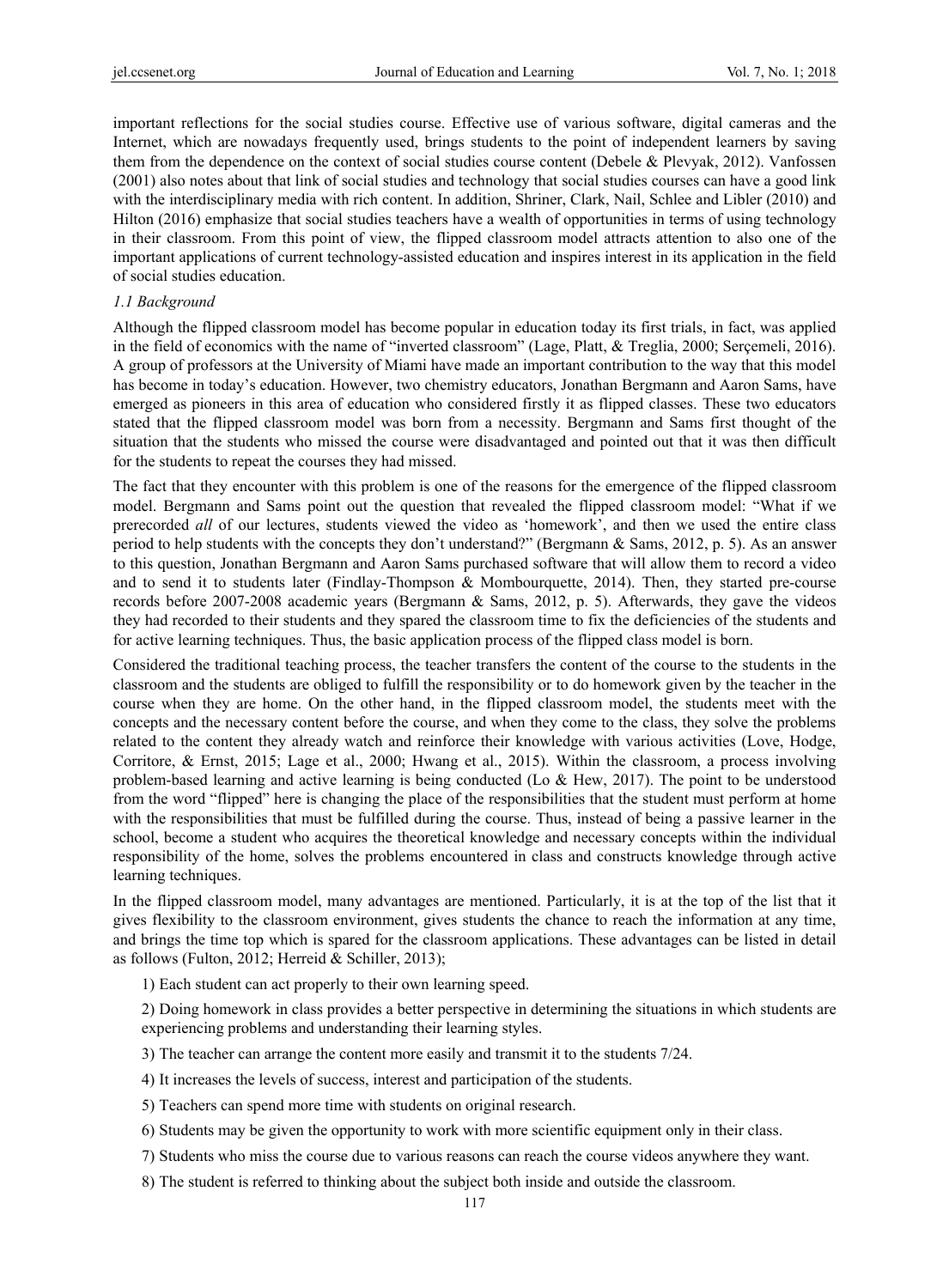important reflections for the social studies course. Effective use of various software, digital cameras and the Internet, which are nowadays frequently used, brings students to the point of independent learners by saving them from the dependence on the context of social studies course content (Debele & Plevyak, 2012). Vanfossen (2001) also notes about that link of social studies and technology that social studies courses can have a good link with the interdisciplinary media with rich content. In addition, Shriner, Clark, Nail, Schlee and Libler (2010) and Hilton (2016) emphasize that social studies teachers have a wealth of opportunities in terms of using technology in their classroom. From this point of view, the flipped classroom model attracts attention to also one of the important applications of current technology-assisted education and inspires interest in its application in the field of social studies education.

### *1.1 Background*

Although the flipped classroom model has become popular in education today its first trials, in fact, was applied in the field of economics with the name of "inverted classroom" (Lage, Platt, & Treglia, 2000; Serçemeli, 2016). A group of professors at the University of Miami have made an important contribution to the way that this model has become in today's education. However, two chemistry educators, Jonathan Bergmann and Aaron Sams, have emerged as pioneers in this area of education who considered firstly it as flipped classes. These two educators stated that the flipped classroom model was born from a necessity. Bergmann and Sams first thought of the situation that the students who missed the course were disadvantaged and pointed out that it was then difficult for the students to repeat the courses they had missed.

The fact that they encounter with this problem is one of the reasons for the emergence of the flipped classroom model. Bergmann and Sams point out the question that revealed the flipped classroom model: "What if we prerecorded *all* of our lectures, students viewed the video as 'homework', and then we used the entire class period to help students with the concepts they don't understand?" (Bergmann & Sams, 2012, p. 5). As an answer to this question, Jonathan Bergmann and Aaron Sams purchased software that will allow them to record a video and to send it to students later (Findlay-Thompson & Mombourquette, 2014). Then, they started pre-course records before 2007-2008 academic years (Bergmann & Sams, 2012, p. 5). Afterwards, they gave the videos they had recorded to their students and they spared the classroom time to fix the deficiencies of the students and for active learning techniques. Thus, the basic application process of the flipped class model is born.

Considered the traditional teaching process, the teacher transfers the content of the course to the students in the classroom and the students are obliged to fulfill the responsibility or to do homework given by the teacher in the course when they are home. On the other hand, in the flipped classroom model, the students meet with the concepts and the necessary content before the course, and when they come to the class, they solve the problems related to the content they already watch and reinforce their knowledge with various activities (Love, Hodge, Corritore, & Ernst, 2015; Lage et al., 2000; Hwang et al., 2015). Within the classroom, a process involving problem-based learning and active learning is being conducted (Lo & Hew, 2017). The point to be understood from the word "flipped" here is changing the place of the responsibilities that the student must perform at home with the responsibilities that must be fulfilled during the course. Thus, instead of being a passive learner in the school, become a student who acquires the theoretical knowledge and necessary concepts within the individual responsibility of the home, solves the problems encountered in class and constructs knowledge through active learning techniques.

In the flipped classroom model, many advantages are mentioned. Particularly, it is at the top of the list that it gives flexibility to the classroom environment, gives students the chance to reach the information at any time, and brings the time top which is spared for the classroom applications. These advantages can be listed in detail as follows (Fulton, 2012; Herreid & Schiller, 2013);

1) Each student can act properly to their own learning speed.

2) Doing homework in class provides a better perspective in determining the situations in which students are experiencing problems and understanding their learning styles.

3) The teacher can arrange the content more easily and transmit it to the students 7/24.

4) It increases the levels of success, interest and participation of the students.

5) Teachers can spend more time with students on original research.

6) Students may be given the opportunity to work with more scientific equipment only in their class.

7) Students who miss the course due to various reasons can reach the course videos anywhere they want.

8) The student is referred to thinking about the subject both inside and outside the classroom.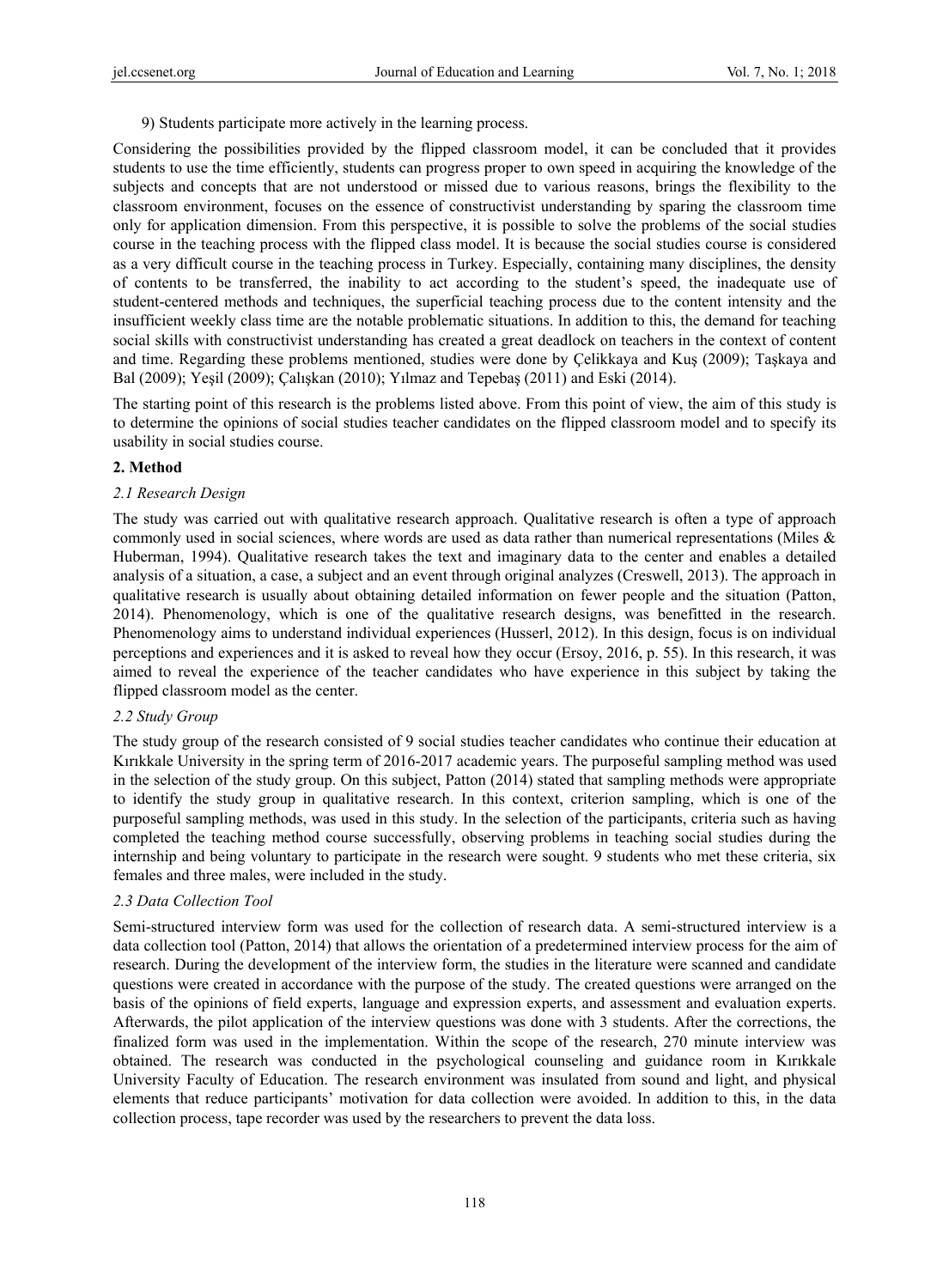9) Students participate more actively in the learning process.

Considering the possibilities provided by the flipped classroom model, it can be concluded that it provides students to use the time efficiently, students can progress proper to own speed in acquiring the knowledge of the subjects and concepts that are not understood or missed due to various reasons, brings the flexibility to the classroom environment, focuses on the essence of constructivist understanding by sparing the classroom time only for application dimension. From this perspective, it is possible to solve the problems of the social studies course in the teaching process with the flipped class model. It is because the social studies course is considered as a very difficult course in the teaching process in Turkey. Especially, containing many disciplines, the density of contents to be transferred, the inability to act according to the student's speed, the inadequate use of student-centered methods and techniques, the superficial teaching process due to the content intensity and the insufficient weekly class time are the notable problematic situations. In addition to this, the demand for teaching social skills with constructivist understanding has created a great deadlock on teachers in the context of content and time. Regarding these problems mentioned, studies were done by Çelikkaya and Kuş (2009); Taşkaya and Bal (2009); Yeşil (2009); Çalışkan (2010); Yılmaz and Tepebaş (2011) and Eski (2014).

The starting point of this research is the problems listed above. From this point of view, the aim of this study is to determine the opinions of social studies teacher candidates on the flipped classroom model and to specify its usability in social studies course.

## 2. Method

### 2.1 Research Design

The study was carried out with qualitative research approach. Qualitative research is often a type of approach commonly used in social sciences, where words are used as data rather than numerical representations (Miles & Huberman, 1994). Qualitative research takes the text and imaginary data to the center and enables a detailed analysis of a situation, a case, a subject and an event through original analyzes (Creswell, 2013). The approach in qualitative research is usually about obtaining detailed information on fewer people and the situation (Patton, 2014). Phenomenology, which is one of the qualitative research designs, was benefitted in the research. Phenomenology aims to understand individual experiences (Husserl, 2012). In this design, focus is on individual perceptions and experiences and it is asked to reveal how they occur (Ersoy, 2016, p. 55). In this research, it was aimed to reveal the experience of the teacher candidates who have experience in this subject by taking the flipped classroom model as the center.

### 2.2 Study Group

The study group of the research consisted of 9 social studies teacher candidates who continue their education at Kırıkkale University in the spring term of 2016-2017 academic years. The purposeful sampling method was used in the selection of the study group. On this subject, Patton (2014) stated that sampling methods were appropriate to identify the study group in qualitative research. In this context, criterion sampling, which is one of the purposeful sampling methods, was used in this study. In the selection of the participants, criteria such as having completed the teaching method course successfully, observing problems in teaching social studies during the internship and being voluntary to participate in the research were sought. 9 students who met these criteria, six females and three males, were included in the study.

### 2.3 Data Collection Tool

Semi-structured interview form was used for the collection of research data. A semi-structured interview is a data collection tool (Patton, 2014) that allows the orientation of a predetermined interview process for the aim of research. During the development of the interview form, the studies in the literature were scanned and candidate questions were created in accordance with the purpose of the study. The created questions were arranged on the basis of the opinions of field experts, language and expression experts, and assessment and evaluation experts. Afterwards, the pilot application of the interview questions was done with 3 students. After the corrections, the finalized form was used in the implementation. Within the scope of the research, 270 minute interview was obtained. The research was conducted in the psychological counseling and guidance room in Kırıkkale University Faculty of Education. The research environment was insulated from sound and light, and physical elements that reduce participants' motivation for data collection were avoided. In addition to this, in the data collection process, tape recorder was used by the researchers to prevent the data loss.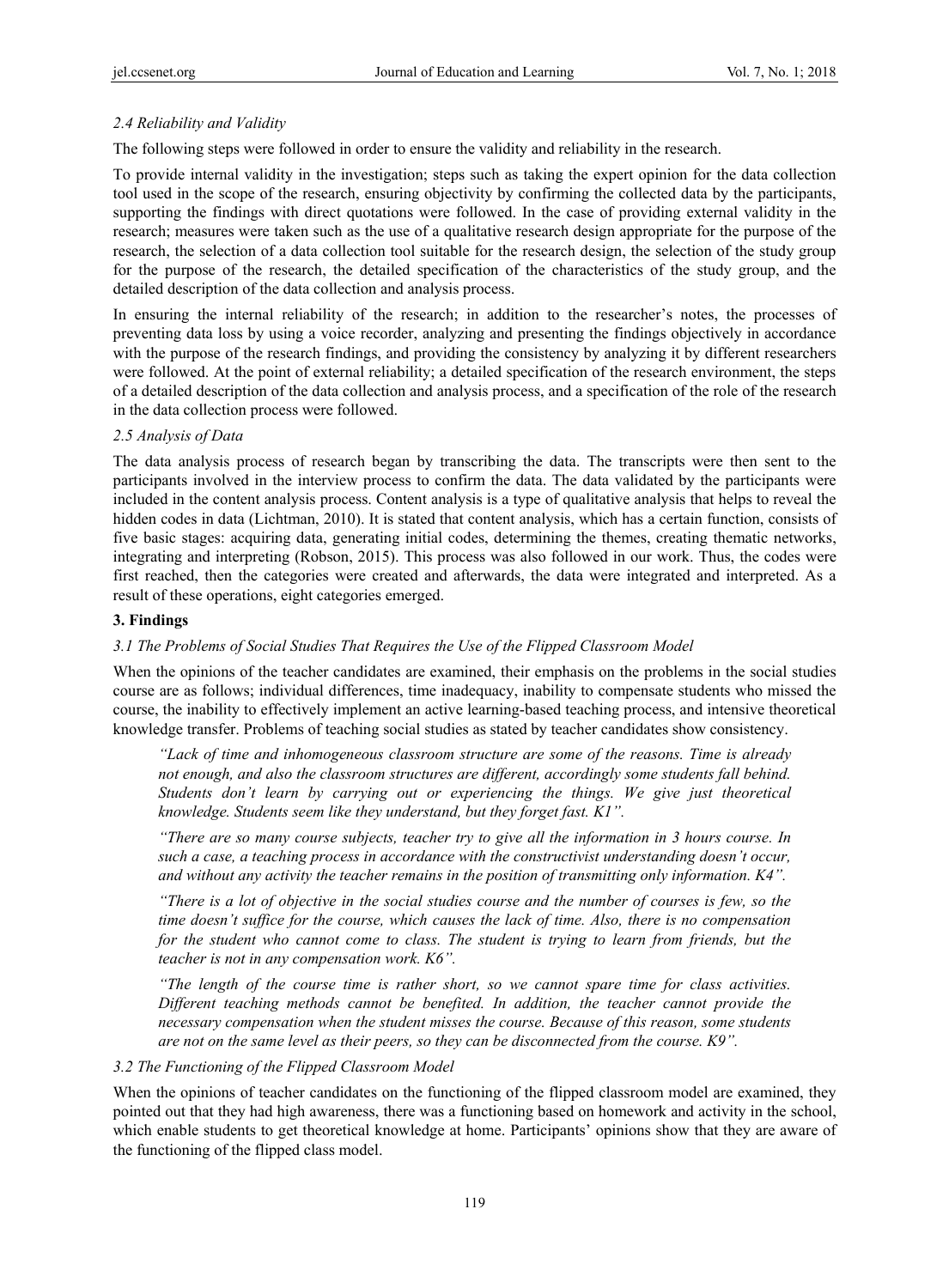### 2.4 Reliability and Validity

The following steps were followed in order to ensure the validity and reliability in the research.

To provide internal validity in the investigation; steps such as taking the expert opinion for the data collection tool used in the scope of the research, ensuring objectivity by confirming the collected data by the participants, supporting the findings with direct quotations were followed. In the case of providing external validity in the research; measures were taken such as the use of a qualitative research design appropriate for the purpose of the research, the selection of a data collection tool suitable for the research design, the selection of the study group for the purpose of the research, the detailed specification of the characteristics of the study group, and the detailed description of the data collection and analysis process.

In ensuring the internal reliability of the research; in addition to the researcher's notes, the processes of preventing data loss by using a voice recorder, analyzing and presenting the findings objectively in accordance with the purpose of the research findings, and providing the consistency by analyzing it by different researchers were followed. At the point of external reliability; a detailed specification of the research environment, the steps of a detailed description of the data collection and analysis process, and a specification of the role of the research in the data collection process were followed.

### 2.5 Analysis of Data

The data analysis process of research began by transcribing the data. The transcripts were then sent to the participants involved in the interview process to confirm the data. The data validated by the participants were included in the content analysis process. Content analysis is a type of qualitative analysis that helps to reveal the hidden codes in data (Lichtman, 2010). It is stated that content analysis, which has a certain function, consists of five basic stages: acquiring data, generating initial codes, determining the themes, creating thematic networks, integrating and interpreting (Robson, 2015). This process was also followed in our work. Thus, the codes were first reached, then the categories were created and afterwards, the data were integrated and interpreted. As a result of these operations, eight categories emerged.

## 3. Findings

### 3.1 The Problems of Social Studies That Requires the Use of the Flipped Classroom Model

When the opinions of the teacher candidates are examined, their emphasis on the problems in the social studies course are as follows; individual differences, time inadequacy, inability to compensate students who missed the course, the inability to effectively implement an active learning-based teaching process, and intensive theoretical knowledge transfer. Problems of teaching social studies as stated by teacher candidates show consistency.

> *"Lack of time and inhomogeneous classroom structure are some of the reasons. Time is already not enough, and also the classroom structures are different, accordingly some students fall behind. Students don't learn by carrying out or experiencing the things. We give just theoretical knowledge. Students seem like they understand, but they forget fast. K1".*

> *"There are so many course subjects, teacher try to give all the information in 3 hours course. In such a case, a teaching process in accordance with the constructivist understanding doesn't occur, and without any activity the teacher remains in the position of transmitting only information. K4".*

> *"There is a lot of objective in the social studies course and the number of courses is few, so the time doesn't suffice for the course, which causes the lack of time. Also, there is no compensation for the student who cannot come to class. The student is trying to learn from friends, but the teacher is not in any compensation work. K6".*

> *"The length of the course time is rather short, so we cannot spare time for class activities. Different teaching methods cannot be benefited. In addition, the teacher cannot provide the necessary compensation when the student misses the course. Because of this reason, some students are not on the same level as their peers, so they can be disconnected from the course. K9".*

### 3.2 The Functioning of the Flipped Classroom Model

When the opinions of teacher candidates on the functioning of the flipped classroom model are examined, they pointed out that they had high awareness, there was a functioning based on homework and activity in the school, which enable students to get theoretical knowledge at home. Participants' opinions show that they are aware of the functioning of the flipped class model.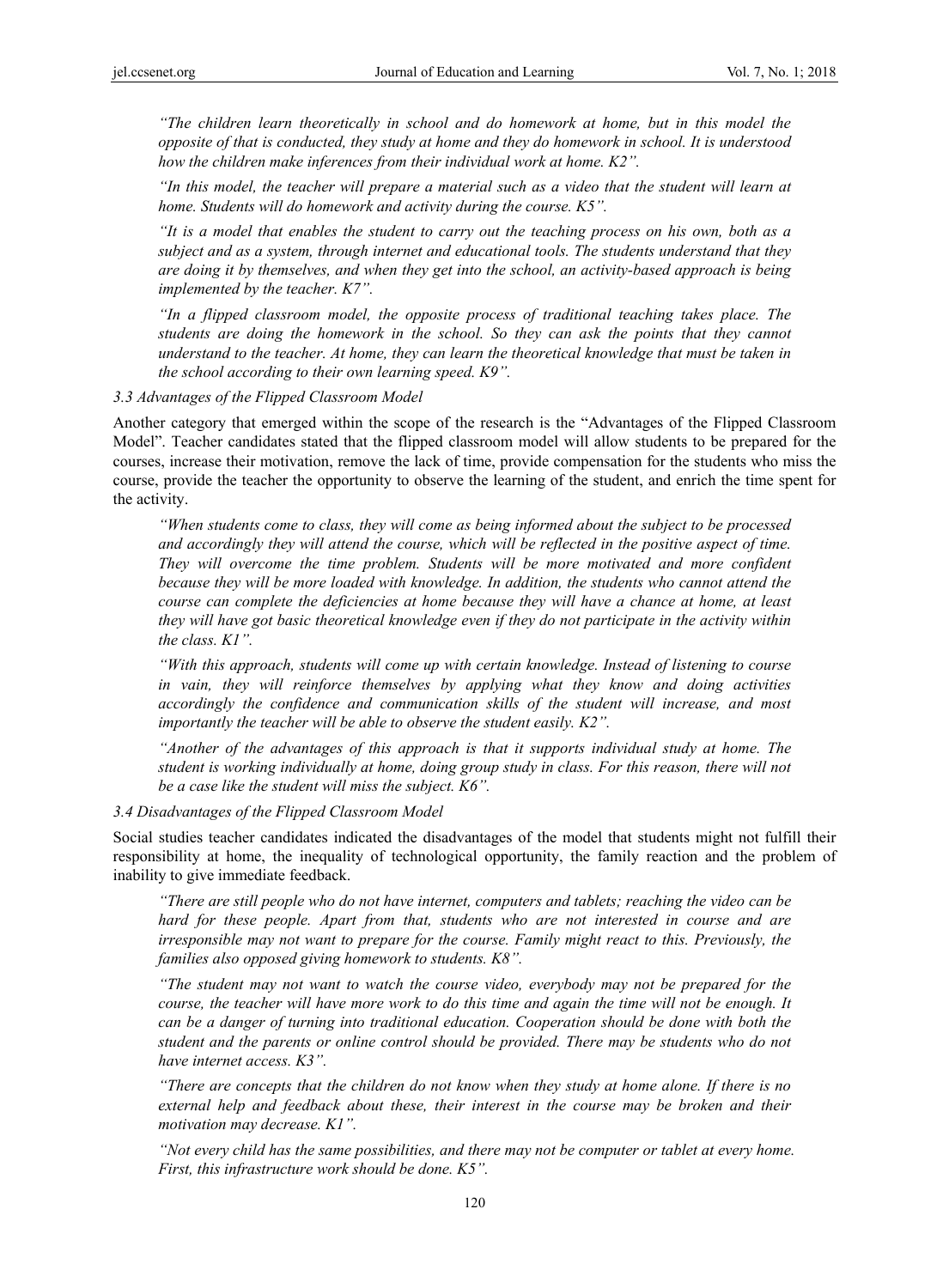*"The children learn theoretically in school and do homework at home, but in this model the opposite of that is conducted, they study at home and they do homework in school. It is understood how the children make inferences from their individual work at home. K2".*

*"In this model, the teacher will prepare a material such as a video that the student will learn at home. Students will do homework and activity during the course. K5".*

*"It is a model that enables the student to carry out the teaching process on his own, both as a subject and as a system, through internet and educational tools. The students understand that they are doing it by themselves, and when they get into the school, an activity-based approach is being implemented by the teacher. K7".*

*"In a flipped classroom model, the opposite process of traditional teaching takes place. The students are doing the homework in the school. So they can ask the points that they cannot understand to the teacher. At home, they can learn the theoretical knowledge that must be taken in the school according to their own learning speed. K9".*

### *3.3 Advantages of the Flipped Classroom Model*

Another category that emerged within the scope of the research is the "Advantages of the Flipped Classroom Model". Teacher candidates stated that the flipped classroom model will allow students to be prepared for the courses, increase their motivation, remove the lack of time, provide compensation for the students who miss the course, provide the teacher the opportunity to observe the learning of the student, and enrich the time spent for the activity.

*"When students come to class, they will come as being informed about the subject to be processed and accordingly they will attend the course, which will be reflected in the positive aspect of time. They will overcome the time problem. Students will be more motivated and more confident because they will be more loaded with knowledge. In addition, the students who cannot attend the course can complete the deficiencies at home because they will have a chance at home, at least they will have got basic theoretical knowledge even if they do not participate in the activity within the class. K1".*

*"With this approach, students will come up with certain knowledge. Instead of listening to course in vain, they will reinforce themselves by applying what they know and doing activities accordingly the confidence and communication skills of the student will increase, and most importantly the teacher will be able to observe the student easily. K2".*

*"Another of the advantages of this approach is that it supports individual study at home. The student is working individually at home, doing group study in class. For this reason, there will not be a case like the student will miss the subject. K6".*

### *3.4 Disadvantages of the Flipped Classroom Model*

Social studies teacher candidates indicated the disadvantages of the model that students might not fulfill their responsibility at home, the inequality of technological opportunity, the family reaction and the problem of inability to give immediate feedback.

*"There are still people who do not have internet, computers and tablets; reaching the video can be hard for these people. Apart from that, students who are not interested in course and are irresponsible may not want to prepare for the course. Family might react to this. Previously, the families also opposed giving homework to students. K8".*

*"The student may not want to watch the course video, everybody may not be prepared for the course, the teacher will have more work to do this time and again the time will not be enough. It can be a danger of turning into traditional education. Cooperation should be done with both the student and the parents or online control should be provided. There may be students who do not have internet access. K3".*

*"There are concepts that the children do not know when they study at home alone. If there is no external help and feedback about these, their interest in the course may be broken and their motivation may decrease. K1".*

*"Not every child has the same possibilities, and there may not be computer or tablet at every home. First, this infrastructure work should be done. K5".*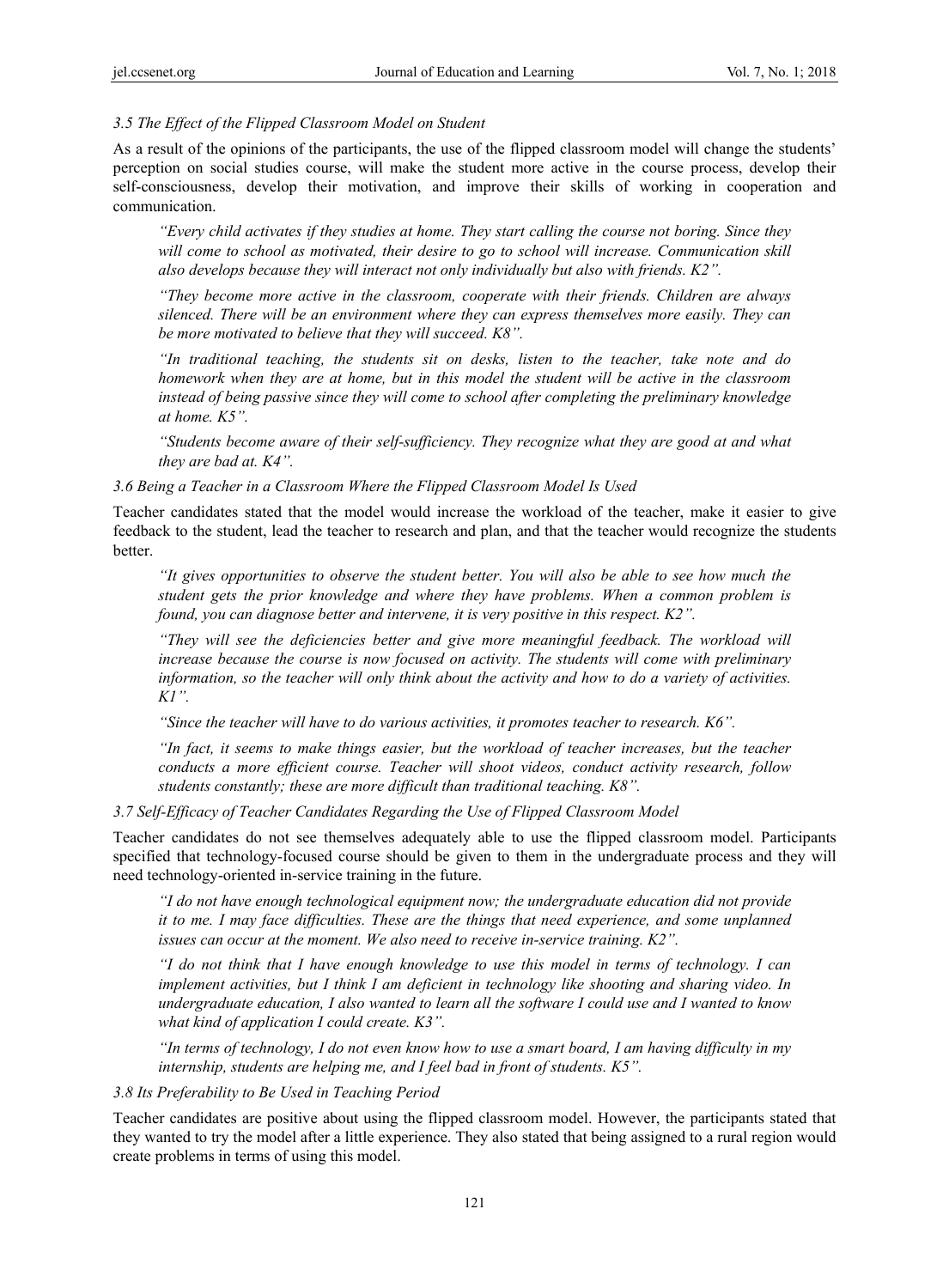### *3.5 The Effect of the Flipped Classroom Model on Student*

As a result of the opinions of the participants, the use of the flipped classroom model will change the students' perception on social studies course, will make the student more active in the course process, develop their self-consciousness, develop their motivation, and improve their skills of working in cooperation and communication.

> *"Every child activates if they studies at home. They start calling the course not boring. Since they will come to school as motivated, their desire to go to school will increase. Communication skill also develops because they will interact not only individually but also with friends. K2".*

> *"They become more active in the classroom, cooperate with their friends. Children are always silenced. There will be an environment where they can express themselves more easily. They can be more motivated to believe that they will succeed. K8".*

> *"In traditional teaching, the students sit on desks, listen to the teacher, take note and do homework when they are at home, but in this model the student will be active in the classroom instead of being passive since they will come to school after completing the preliminary knowledge at home. K5".*

> *"Students become aware of their self-sufficiency. They recognize what they are good at and what they are bad at. K4".*

### *3.6 Being a Teacher in a Classroom Where the Flipped Classroom Model Is Used*

Teacher candidates stated that the model would increase the workload of the teacher, make it easier to give feedback to the student, lead the teacher to research and plan, and that the teacher would recognize the students better.

> *"It gives opportunities to observe the student better. You will also be able to see how much the student gets the prior knowledge and where they have problems. When a common problem is found, you can diagnose better and intervene, it is very positive in this respect. K2".*

> *"They will see the deficiencies better and give more meaningful feedback. The workload will increase because the course is now focused on activity. The students will come with preliminary information, so the teacher will only think about the activity and how to do a variety of activities. K1".*

> *"Since the teacher will have to do various activities, it promotes teacher to research. K6".*

> *"In fact, it seems to make things easier, but the workload of teacher increases, but the teacher conducts a more efficient course. Teacher will shoot videos, conduct activity research, follow students constantly; these are more difficult than traditional teaching. K8".*

### *3.7 Self-Efficacy of Teacher Candidates Regarding the Use of Flipped Classroom Model*

Teacher candidates do not see themselves adequately able to use the flipped classroom model. Participants specified that technology-focused course should be given to them in the undergraduate process and they will need technology-oriented in-service training in the future.

> *"I do not have enough technological equipment now; the undergraduate education did not provide it to me. I may face difficulties. These are the things that need experience, and some unplanned issues can occur at the moment. We also need to receive in-service training. K2".*

> *"I do not think that I have enough knowledge to use this model in terms of technology. I can implement activities, but I think I am deficient in technology like shooting and sharing video. In undergraduate education, I also wanted to learn all the software I could use and I wanted to know what kind of application I could create. K3".*

> *"In terms of technology, I do not even know how to use a smart board, I am having difficulty in my internship, students are helping me, and I feel bad in front of students. K5".*

### *3.8 Its Preferability to Be Used in Teaching Period*

Teacher candidates are positive about using the flipped classroom model. However, the participants stated that they wanted to try the model after a little experience. They also stated that being assigned to a rural region would create problems in terms of using this model.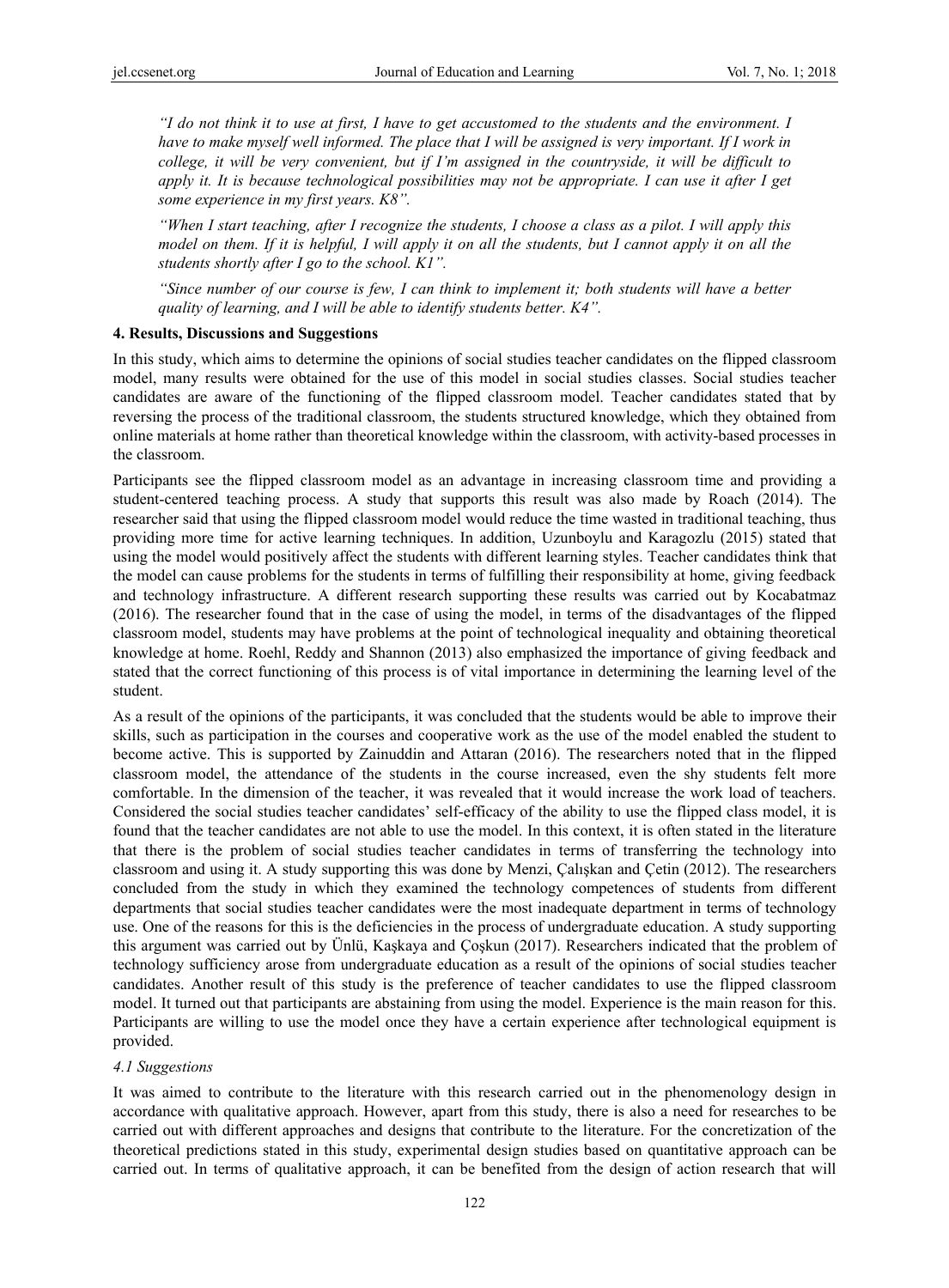*"I do not think it to use at first, I have to get accustomed to the students and the environment. I have to make myself well informed. The place that I will be assigned is very important. If I work in college, it will be very convenient, but if I'm assigned in the countryside, it will be difficult to apply it. It is because technological possibilities may not be appropriate. I can use it after I get some experience in my first years. K8".*

*"When I start teaching, after I recognize the students, I choose a class as a pilot. I will apply this model on them. If it is helpful, I will apply it on all the students, but I cannot apply it on all the students shortly after I go to the school. K1".*

*"Since number of our course is few, I can think to implement it; both students will have a better quality of learning, and I will be able to identify students better. K4".*

## 4. Results, Discussions and Suggestions

In this study, which aims to determine the opinions of social studies teacher candidates on the flipped classroom model, many results were obtained for the use of this model in social studies classes. Social studies teacher candidates are aware of the functioning of the flipped classroom model. Teacher candidates stated that by reversing the process of the traditional classroom, the students structured knowledge, which they obtained from online materials at home rather than theoretical knowledge within the classroom, with activity-based processes in the classroom.

Participants see the flipped classroom model as an advantage in increasing classroom time and providing a student-centered teaching process. A study that supports this result was also made by Roach (2014). The researcher said that using the flipped classroom model would reduce the time wasted in traditional teaching, thus providing more time for active learning techniques. In addition, Uzunboylu and Karagozlu (2015) stated that using the model would positively affect the students with different learning styles. Teacher candidates think that the model can cause problems for the students in terms of fulfilling their responsibility at home, giving feedback and technology infrastructure. A different research supporting these results was carried out by Kocabatmaz (2016). The researcher found that in the case of using the model, in terms of the disadvantages of the flipped classroom model, students may have problems at the point of technological inequality and obtaining theoretical knowledge at home. Roehl, Reddy and Shannon (2013) also emphasized the importance of giving feedback and stated that the correct functioning of this process is of vital importance in determining the learning level of the student.

As a result of the opinions of the participants, it was concluded that the students would be able to improve their skills, such as participation in the courses and cooperative work as the use of the model enabled the student to become active. This is supported by Zainuddin and Attaran (2016). The researchers noted that in the flipped classroom model, the attendance of the students in the course increased, even the shy students felt more comfortable. In the dimension of the teacher, it was revealed that it would increase the work load of teachers. Considered the social studies teacher candidates' self-efficacy of the ability to use the flipped class model, it is found that the teacher candidates are not able to use the model. In this context, it is often stated in the literature that there is the problem of social studies teacher candidates in terms of transferring the technology into classroom and using it. A study supporting this was done by Menzi, Çalışkan and Çetin (2012). The researchers concluded from the study in which they examined the technology competences of students from different departments that social studies teacher candidates were the most inadequate department in terms of technology use. One of the reasons for this is the deficiencies in the process of undergraduate education. A study supporting this argument was carried out by Ünlü, Kaşkaya and Çoşkun (2017). Researchers indicated that the problem of technology sufficiency arose from undergraduate education as a result of the opinions of social studies teacher candidates. Another result of this study is the preference of teacher candidates to use the flipped classroom model. It turned out that participants are abstaining from using the model. Experience is the main reason for this. Participants are willing to use the model once they have a certain experience after technological equipment is provided.

### *4.1 Suggestions*

It was aimed to contribute to the literature with this research carried out in the phenomenology design in accordance with qualitative approach. However, apart from this study, there is also a need for researches to be carried out with different approaches and designs that contribute to the literature. For the concretization of the theoretical predictions stated in this study, experimental design studies based on quantitative approach can be carried out. In terms of qualitative approach, it can be benefited from the design of action research that will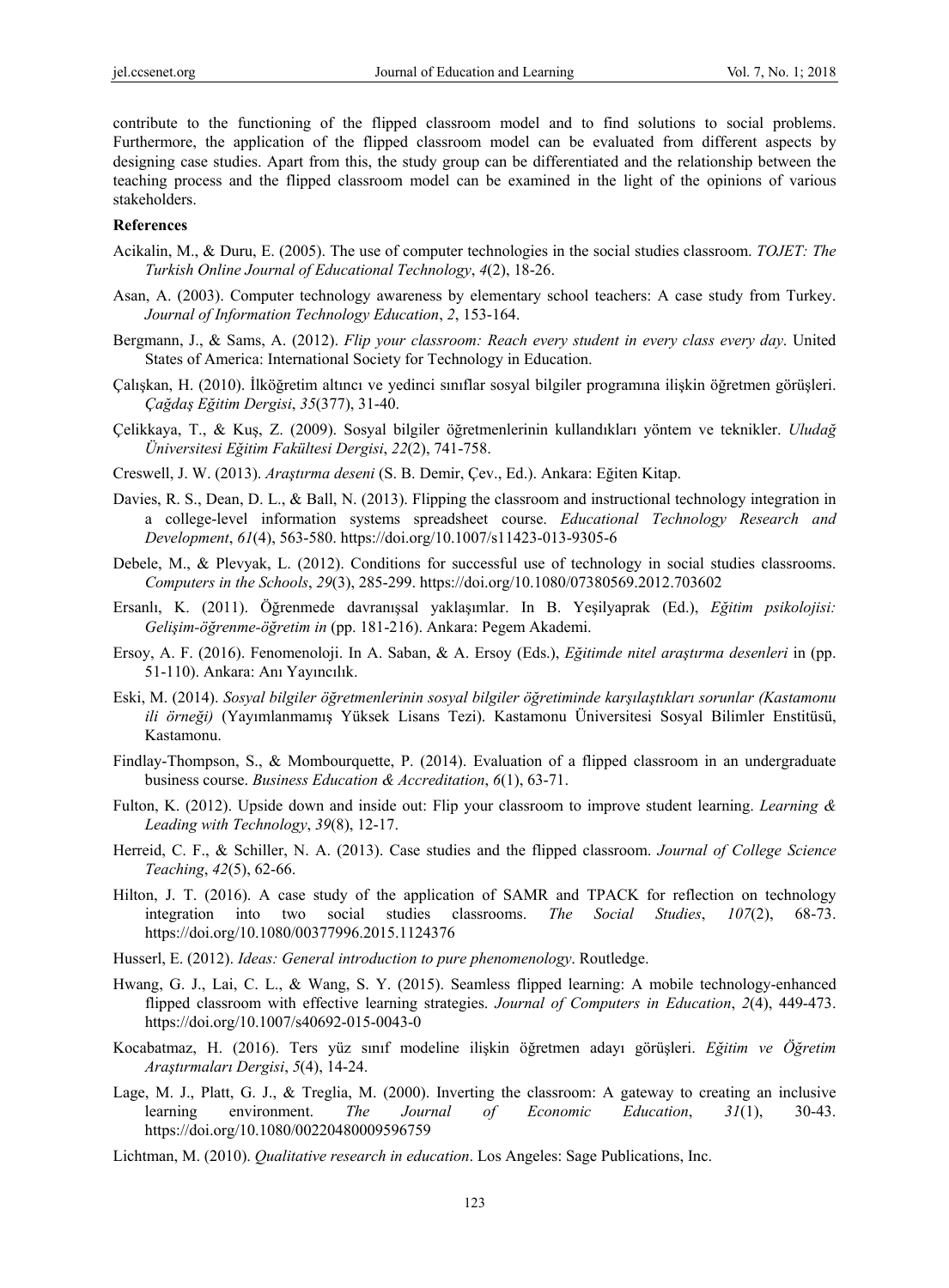contribute to the functioning of the flipped classroom model and to find solutions to social problems. Furthermore, the application of the flipped classroom model can be evaluated from different aspects by designing case studies. Apart from this, the study group can be differentiated and the relationship between the teaching process and the flipped classroom model can be examined in the light of the opinions of various stakeholders.

**References**

Acikalin, M., & Duru, E. (2005). The use of computer technologies in the social studies classroom. *TOJET: The Turkish Online Journal of Educational Technology*, *4*(2), 18-26.

Asan, A. (2003). Computer technology awareness by elementary school teachers: A case study from Turkey. *Journal of Information Technology Education*, *2*, 153-164.

Bergmann, J., & Sams, A. (2012). *Flip your classroom: Reach every student in every class every day*. United States of America: International Society for Technology in Education.

Çalışkan, H. (2010). İlköğretim altıncı ve yedinci sınıflar sosyal bilgiler programına ilişkin öğretmen görüşleri. *Çağdaş Eğitim Dergisi*, *35*(377), 31-40.

Çelikkaya, T., & Kuş, Z. (2009). Sosyal bilgiler öğretmenlerinin kullandıkları yöntem ve teknikler. *Uludağ Üniversitesi Eğitim Fakültesi Dergisi*, *22*(2), 741-758.

Creswell, J. W. (2013). *Araştırma deseni* (S. B. Demir, Çev., Ed.). Ankara: Eğiten Kitap.

Davies, R. S., Dean, D. L., & Ball, N. (2013). Flipping the classroom and instructional technology integration in a college-level information systems spreadsheet course. *Educational Technology Research and Development*, *61*(4), 563-580. https://doi.org/10.1007/s11423-013-9305-6

Debele, M., & Plevyak, L. (2012). Conditions for successful use of technology in social studies classrooms. *Computers in the Schools*, *29*(3), 285-299. https://doi.org/10.1080/07380569.2012.703602

Ersanlı, K. (2011). Öğrenmede davranışsal yaklaşımlar. In B. Yeşilyaprak (Ed.), *Eğitim psikolojisi: Gelişim-öğrenme-öğretim in* (pp. 181-216). Ankara: Pegem Akademi.

Ersoy, A. F. (2016). Fenomenoloji. In A. Saban, & A. Ersoy (Eds.), *Eğitimde nitel araştırma desenleri* in (pp. 51-110). Ankara: Anı Yayıncılık.

Eski, M. (2014). *Sosyal bilgiler öğretmenlerinin sosyal bilgiler öğretiminde karşılaştıkları sorunlar (Kastamonu ili örneği)* (Yayımlanmamış Yüksek Lisans Tezi). Kastamonu Üniversitesi Sosyal Bilimler Enstitüsü, Kastamonu.

Findlay-Thompson, S., & Mombourquette, P. (2014). Evaluation of a flipped classroom in an undergraduate business course. *Business Education & Accreditation*, *6*(1), 63-71.

Fulton, K. (2012). Upside down and inside out: Flip your classroom to improve student learning. *Learning & Leading with Technology*, *39*(8), 12-17.

Herreid, C. F., & Schiller, N. A. (2013). Case studies and the flipped classroom. *Journal of College Science Teaching*, *42*(5), 62-66.

Hilton, J. T. (2016). A case study of the application of SAMR and TPACK for reflection on technology integration into two social studies classrooms. *The Social Studies*, *107*(2), 68-73. https://doi.org/10.1080/00377996.2015.1124376

Husserl, E. (2012). *Ideas: General introduction to pure phenomenology*. Routledge.

Hwang, G. J., Lai, C. L., & Wang, S. Y. (2015). Seamless flipped learning: A mobile technology-enhanced flipped classroom with effective learning strategies. *Journal of Computers in Education*, *2*(4), 449-473. https://doi.org/10.1007/s40692-015-0043-0

Kocabatmaz, H. (2016). Ters yüz sınıf modeline ilişkin öğretmen adayı görüşleri. *Eğitim ve Öğretim Araştırmaları Dergisi*, *5*(4), 14-24.

Lage, M. J., Platt, G. J., & Treglia, M. (2000). Inverting the classroom: A gateway to creating an inclusive learning environment. *The Journal of Economic Education*, *31*(1), 30-43. https://doi.org/10.1080/00220480009596759

Lichtman, M. (2010). *Qualitative research in education*. Los Angeles: Sage Publications, Inc.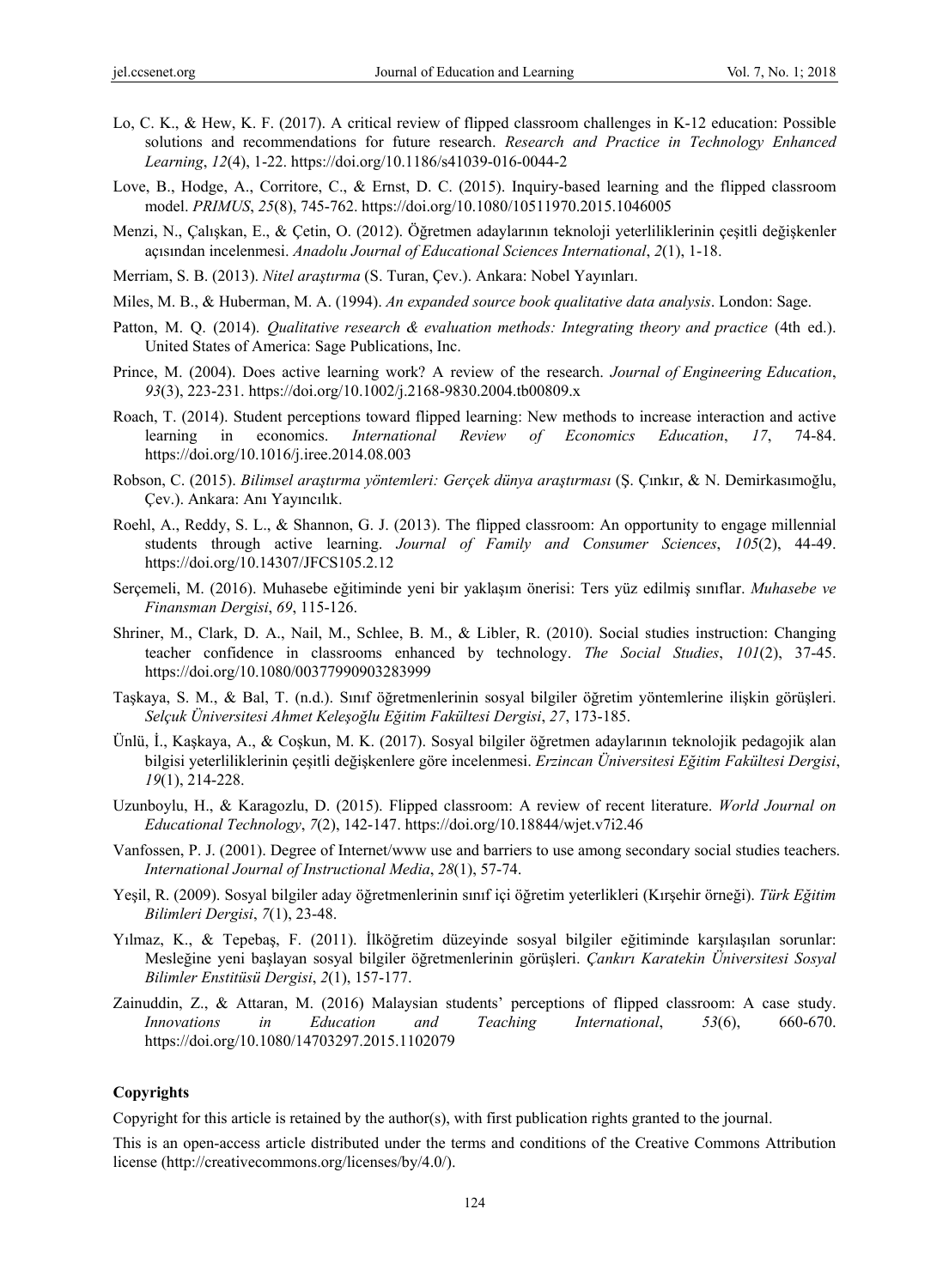Lo, C. K., & Hew, K. F. (2017). A critical review of flipped classroom challenges in K-12 education: Possible solutions and recommendations for future research. *Research and Practice in Technology Enhanced Learning*, *12*(4), 1-22. https://doi.org/10.1186/s41039-016-0044-2

Love, B., Hodge, A., Corritore, C., & Ernst, D. C. (2015). Inquiry-based learning and the flipped classroom model. *PRIMUS*, *25*(8), 745-762. https://doi.org/10.1080/10511970.2015.1046005

Menzi, N., Çalışkan, E., & Çetin, O. (2012). Öğretmen adaylarının teknoloji yeterliliklerinin çeşitli değişkenler açısından incelenmesi. *Anadolu Journal of Educational Sciences International*, *2*(1), 1-18.

Merriam, S. B. (2013). *Nitel araştırma* (S. Turan, Çev.). Ankara: Nobel Yayınları.

Miles, M. B., & Huberman, M. A. (1994). *An expanded source book qualitative data analysis*. London: Sage.

Patton, M. Q. (2014). *Qualitative research & evaluation methods: Integrating theory and practice* (4th ed.). United States of America: Sage Publications, Inc.

Prince, M. (2004). Does active learning work? A review of the research. *Journal of Engineering Education*, *93*(3), 223-231. https://doi.org/10.1002/j.2168-9830.2004.tb00809.x

Roach, T. (2014). Student perceptions toward flipped learning: New methods to increase interaction and active learning in economics. *International Review of Economics Education*, *17*, 74-84. https://doi.org/10.1016/j.iree.2014.08.003

Robson, C. (2015). *Bilimsel araştırma yöntemleri: Gerçek dünya araştırması* (Ş. Çınkır, & N. Demirkasımoğlu, Çev.). Ankara: Anı Yayıncılık.

Roehl, A., Reddy, S. L., & Shannon, G. J. (2013). The flipped classroom: An opportunity to engage millennial students through active learning. *Journal of Family and Consumer Sciences*, *105*(2), 44-49. https://doi.org/10.14307/JFCS105.2.12

Serçemeli, M. (2016). Muhasebe eğitiminde yeni bir yaklaşım önerisi: Ters yüz edilmiş sınıflar. *Muhasebe ve Finansman Dergisi*, *69*, 115-126.

Shriner, M., Clark, D. A., Nail, M., Schlee, B. M., & Libler, R. (2010). Social studies instruction: Changing teacher confidence in classrooms enhanced by technology. *The Social Studies*, *101*(2), 37-45. https://doi.org/10.1080/00377990903283999

Taşkaya, S. M., & Bal, T. (n.d.). Sınıf öğretmenlerinin sosyal bilgiler öğretim yöntemlerine ilişkin görüşleri. *Selçuk Üniversitesi Ahmet Keleşoğlu Eğitim Fakültesi Dergisi*, *27*, 173-185.

Ünlü, İ., Kaşkaya, A., & Coşkun, M. K. (2017). Sosyal bilgiler öğretmen adaylarının teknolojik pedagojik alan bilgisi yeterliliklerinin çeşitli değişkenlere göre incelenmesi. *Erzincan Üniversitesi Eğitim Fakültesi Dergisi*, *19*(1), 214-228.

Uzunboylu, H., & Karagozlu, D. (2015). Flipped classroom: A review of recent literature. *World Journal on Educational Technology*, *7*(2), 142-147. https://doi.org/10.18844/wjet.v7i2.46

Vanfossen, P. J. (2001). Degree of Internet/www use and barriers to use among secondary social studies teachers. *International Journal of Instructional Media*, *28*(1), 57-74.

Yeşil, R. (2009). Sosyal bilgiler aday öğretmenlerinin sınıf içi öğretim yeterlikleri (Kırşehir örneği). *Türk Eğitim Bilimleri Dergisi*, *7*(1), 23-48.

Yılmaz, K., & Tepebaş, F. (2011). İlköğretim düzeyinde sosyal bilgiler eğitiminde karşılaşılan sorunlar: Mesleğine yeni başlayan sosyal bilgiler öğretmenlerinin görüşleri. *Çankırı Karatekin Üniversitesi Sosyal Bilimler Enstitüsü Dergisi*, *2*(1), 157-177.

Zainuddin, Z., & Attaran, M. (2016) Malaysian students' perceptions of flipped classroom: A case study. *Innovations in Education and Teaching International*, *53*(6), 660-670. https://doi.org/10.1080/14703297.2015.1102079

**Copyrights**

Copyright for this article is retained by the author(s), with first publication rights granted to the journal.

This is an open-access article distributed under the terms and conditions of the Creative Commons Attribution license (http://creativecommons.org/licenses/by/4.0/).